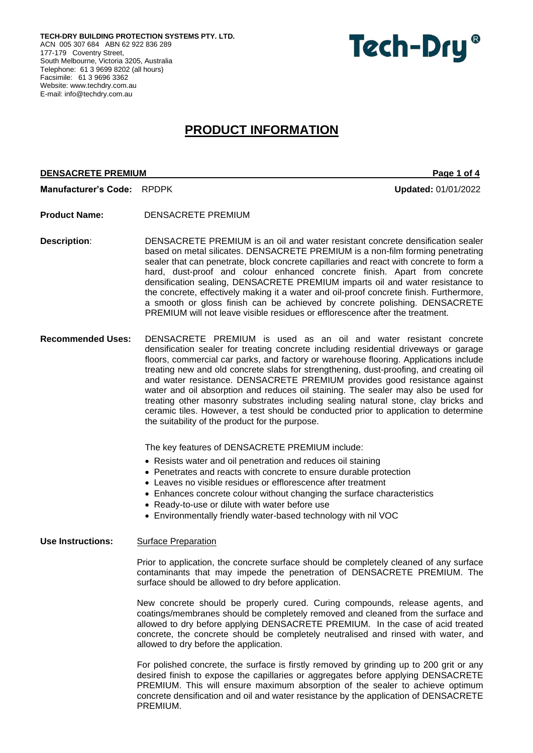**TECH-DRY BUILDING PROTECTION SYSTEMS PTY. LTD.**
ACN 005 307 684 ABN 62 922 836 289
177-179 Coventry Street,
South Melbourne, Victoria 3205, Australia
Telephone: 61 3 9699 8202 (all hours)
Facsimile: 61 3 9696 3362
Website: www.techdry.com.au
E-mail: info@techdry.com.au

Tech-Dry®

# PRODUCT INFORMATION

**DENSACRETE PREMIUM**

**Manufacturer's Code:** RPDPK **Updated:** 01/01/2022

**Product Name:** DENSACRETE PREMIUM

**Description**: DENSACRETE PREMIUM is an oil and water resistant concrete densification sealer based on metal silicates. DENSACRETE PREMIUM is a non-film forming penetrating sealer that can penetrate, block concrete capillaries and react with concrete to form a hard, dust-proof and colour enhanced concrete finish. Apart from concrete densification sealing, DENSACRETE PREMIUM imparts oil and water resistance to the concrete, effectively making it a water and oil-proof concrete finish. Furthermore, a smooth or gloss finish can be achieved by concrete polishing. DENSACRETE PREMIUM will not leave visible residues or efflorescence after the treatment.

**Recommended Uses:** DENSACRETE PREMIUM is used as an oil and water resistant concrete densification sealer for treating concrete including residential driveways or garage floors, commercial car parks, and factory or warehouse flooring. Applications include treating new and old concrete slabs for strengthening, dust-proofing, and creating oil and water resistance. DENSACRETE PREMIUM provides good resistance against water and oil absorption and reduces oil staining. The sealer may also be used for treating other masonry substrates including sealing natural stone, clay bricks and ceramic tiles. However, a test should be conducted prior to application to determine the suitability of the product for the purpose.

The key features of DENSACRETE PREMIUM include:

- Resists water and oil penetration and reduces oil staining
- Penetrates and reacts with concrete to ensure durable protection
- Leaves no visible residues or efflorescence after treatment
- Enhances concrete colour without changing the surface characteristics
- Ready-to-use or dilute with water before use
- Environmentally friendly water-based technology with nil VOC

**Use Instructions:** Surface Preparation

Prior to application, the concrete surface should be completely cleaned of any surface contaminants that may impede the penetration of DENSACRETE PREMIUM. The surface should be allowed to dry before application.

New concrete should be properly cured. Curing compounds, release agents, and coatings/membranes should be completely removed and cleaned from the surface and allowed to dry before applying DENSACRETE PREMIUM. In the case of acid treated concrete, the concrete should be completely neutralised and rinsed with water, and allowed to dry before the application.

For polished concrete, the surface is firstly removed by grinding up to 200 grit or any desired finish to expose the capillaries or aggregates before applying DENSACRETE PREMIUM. This will ensure maximum absorption of the sealer to achieve optimum concrete densification and oil and water resistance by the application of DENSACRETE PREMIUM.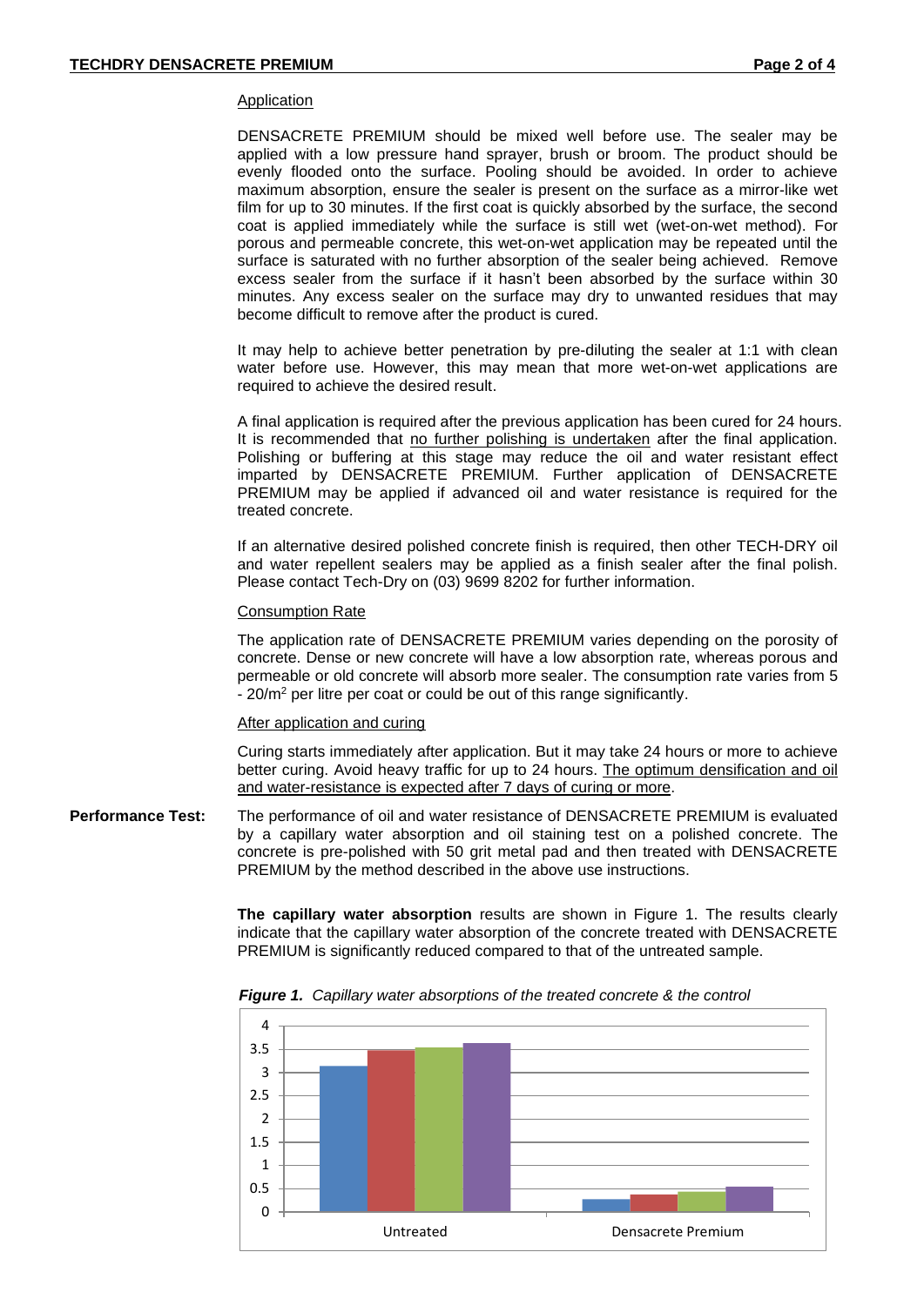### Application

DENSACRETE PREMIUM should be mixed well before use. The sealer may be applied with a low pressure hand sprayer, brush or broom. The product should be evenly flooded onto the surface. Pooling should be avoided. In order to achieve maximum absorption, ensure the sealer is present on the surface as a mirror-like wet film for up to 30 minutes. If the first coat is quickly absorbed by the surface, the second coat is applied immediately while the surface is still wet (wet-on-wet method). For porous and permeable concrete, this wet-on-wet application may be repeated until the surface is saturated with no further absorption of the sealer being achieved. Remove excess sealer from the surface if it hasn't been absorbed by the surface within 30 minutes. Any excess sealer on the surface may dry to unwanted residues that may become difficult to remove after the product is cured.

It may help to achieve better penetration by pre-diluting the sealer at 1:1 with clean water before use. However, this may mean that more wet-on-wet applications are required to achieve the desired result.

A final application is required after the previous application has been cured for 24 hours. It is recommended that no further polishing is undertaken after the final application. Polishing or buffering at this stage may reduce the oil and water resistant effect imparted by DENSACRETE PREMIUM. Further application of DENSACRETE PREMIUM may be applied if advanced oil and water resistance is required for the treated concrete.

If an alternative desired polished concrete finish is required, then other TECH-DRY oil and water repellent sealers may be applied as a finish sealer after the final polish. Please contact Tech-Dry on (03) 9699 8202 for further information.

### Consumption Rate

The application rate of DENSACRETE PREMIUM varies depending on the porosity of concrete. Dense or new concrete will have a low absorption rate, whereas porous and permeable or old concrete will absorb more sealer. The consumption rate varies from 5 - 20/m$^2$ per litre per coat or could be out of this range significantly.

### After application and curing

Curing starts immediately after application. But it may take 24 hours or more to achieve better curing. Avoid heavy traffic for up to 24 hours. The optimum densification and oil and water-resistance is expected after 7 days of curing or more.

**Performance Test:** The performance of oil and water resistance of DENSACRETE PREMIUM is evaluated by a capillary water absorption and oil staining test on a polished concrete. The concrete is pre-polished with 50 grit metal pad and then treated with DENSACRETE PREMIUM by the method described in the above use instructions.

**The capillary water absorption** results are shown in Figure 1. The results clearly indicate that the capillary water absorption of the concrete treated with DENSACRETE PREMIUM is significantly reduced compared to that of the untreated sample.

***Figure 1.*** *Capillary water absorptions of the treated concrete & the control*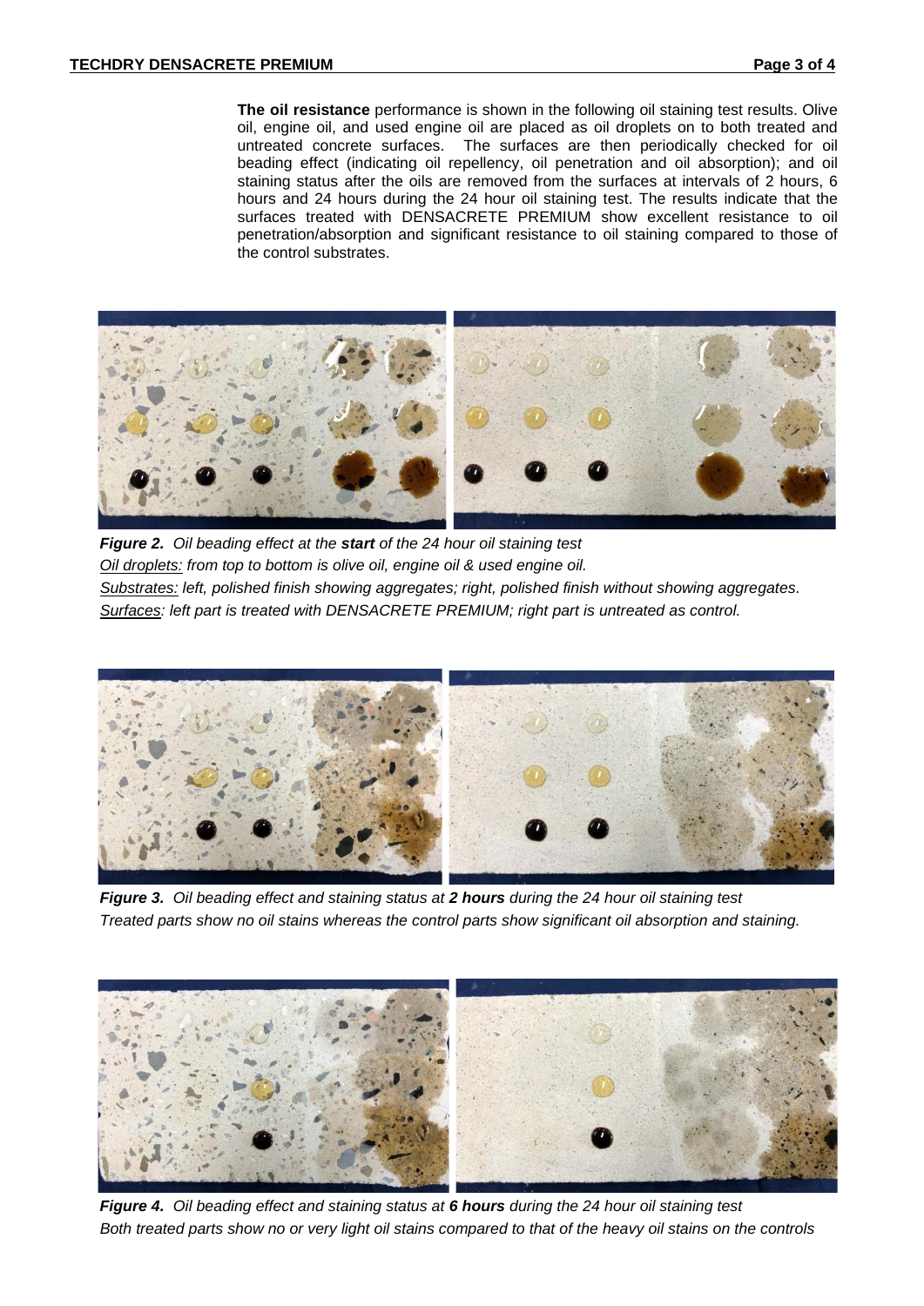**The oil resistance** performance is shown in the following oil staining test results. Olive oil, engine oil, and used engine oil are placed as oil droplets on to both treated and untreated concrete surfaces. The surfaces are then periodically checked for oil beading effect (indicating oil repellency, oil penetration and oil absorption); and oil staining status after the oils are removed from the surfaces at intervals of 2 hours, 6 hours and 24 hours during the 24 hour oil staining test. The results indicate that the surfaces treated with DENSACRETE PREMIUM show excellent resistance to oil penetration/absorption and significant resistance to oil staining compared to those of the control substrates.

***Figure 2.*** *Oil beading effect at the* ***start*** *of the 24 hour oil staining test*
*Oil droplets: from top to bottom is olive oil, engine oil & used engine oil.*
*Substrates: left, polished finish showing aggregates; right, polished finish without showing aggregates.*
*Surfaces: left part is treated with DENSACRETE PREMIUM; right part is untreated as control.*

***Figure 3.*** *Oil beading effect and staining status at* ***2 hours*** *during the 24 hour oil staining test*
*Treated parts show no oil stains whereas the control parts show significant oil absorption and staining.*

***Figure 4.*** *Oil beading effect and staining status at* ***6 hours*** *during the 24 hour oil staining test*
*Both treated parts show no or very light oil stains compared to that of the heavy oil stains on the controls*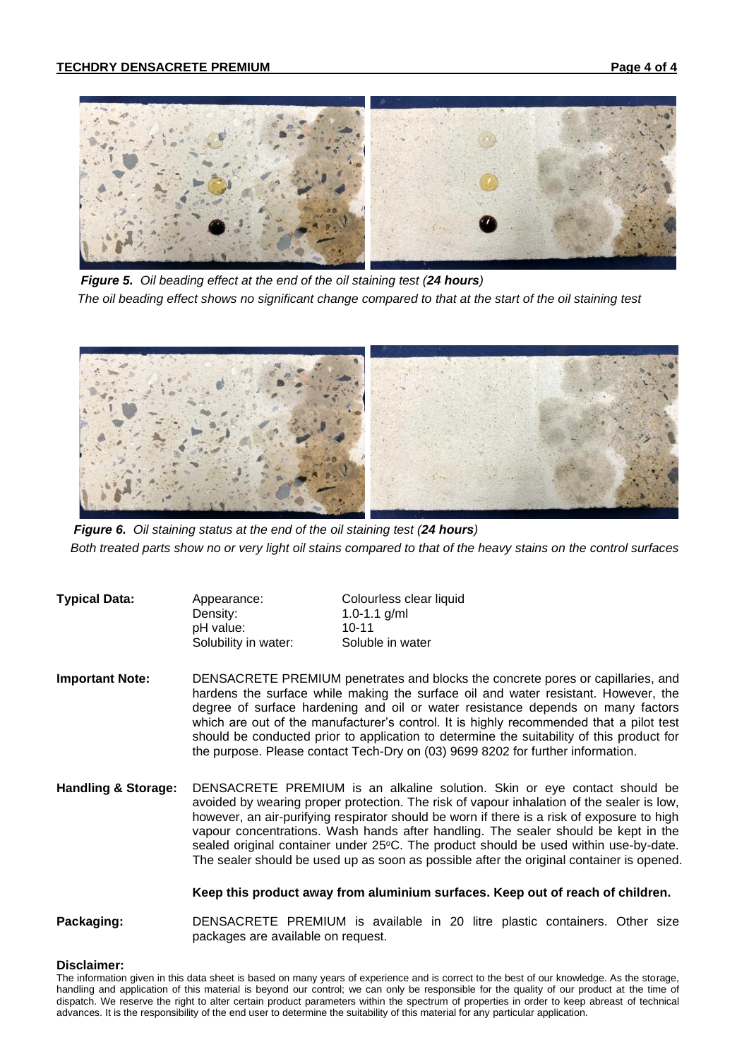*Figure 5. Oil beading effect at the end of the oil staining test (**24 hours**)*
*The oil beading effect shows no significant change compared to that at the start of the oil staining test*

*Figure 6. Oil staining status at the end of the oil staining test (**24 hours**)*
*Both treated parts show no or very light oil stains compared to that of the heavy stains on the control surfaces*

**Typical Data:**

| | |
|---|---|
| Appearance: | Colourless clear liquid |
| Density: | 1.0-1.1 g/ml |
| pH value: | 10-11 |
| Solubility in water: | Soluble in water |

**Important Note:** DENSACRETE PREMIUM penetrates and blocks the concrete pores or capillaries, and hardens the surface while making the surface oil and water resistant. However, the degree of surface hardening and oil or water resistance depends on many factors which are out of the manufacturer's control. It is highly recommended that a pilot test should be conducted prior to application to determine the suitability of this product for the purpose. Please contact Tech-Dry on (03) 9699 8202 for further information.

**Handling & Storage:** DENSACRETE PREMIUM is an alkaline solution. Skin or eye contact should be avoided by wearing proper protection. The risk of vapour inhalation of the sealer is low, however, an air-purifying respirator should be worn if there is a risk of exposure to high vapour concentrations. Wash hands after handling. The sealer should be kept in the sealed original container under 25°C. The product should be used within use-by-date. The sealer should be used up as soon as possible after the original container is opened.

**Keep this product away from aluminium surfaces. Keep out of reach of children.**

**Packaging:** DENSACRETE PREMIUM is available in 20 litre plastic containers. Other size packages are available on request.

**Disclaimer:**
The information given in this data sheet is based on many years of experience and is correct to the best of our knowledge. As the storage, handling and application of this material is beyond our control; we can only be responsible for the quality of our product at the time of dispatch. We reserve the right to alter certain product parameters within the spectrum of properties in order to keep abreast of technical advances. It is the responsibility of the end user to determine the suitability of this material for any particular application.